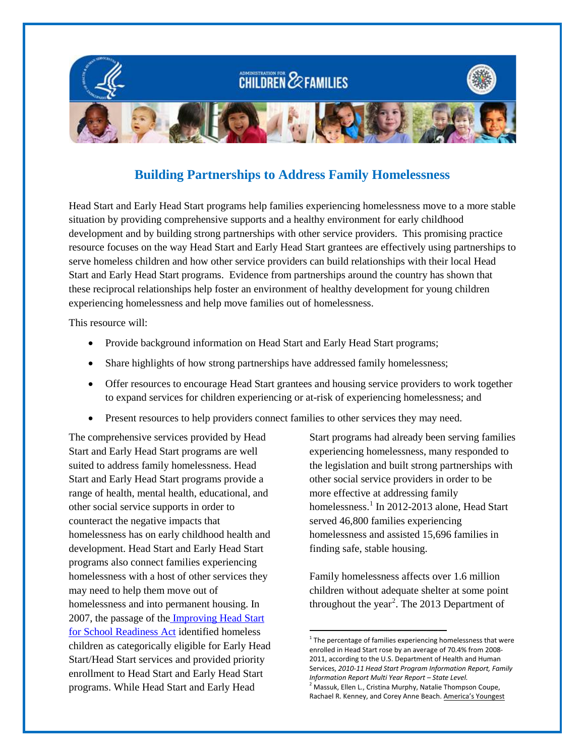# Building Partnerships to Address Family Homelessness

Head Start and Early Head Start programs help families experiencing homelessness move to a more stable situation by providing comprehensive supports and a healthy environment for early childhood development and by building strong partnerships with other service providers. This promising practice resource focuses on the way Head Start and Early Head Start grantees are effectively using partnerships to serve homeless children and how other service providers can build relationships with their local Head Start and Early Head Start programs. Evidence from partnerships around the country has shown that these reciprocal relationships help foster an environment of healthy development for young children experiencing homelessness and help move families out of homelessness.

This resource will:

- Provide background information on Head Start and Early Head Start programs;
- Share highlights of how strong partnerships have addressed family homelessness;
- Offer resources to encourage Head Start grantees and housing service providers to work together to expand services for children experiencing or at-risk of experiencing homelessness; and
- Present resources to help providers connect families to other services they may need.

The comprehensive services provided by Head Start and Early Head Start programs are well suited to address family homelessness. Head Start and Early Head Start programs provide a range of health, mental health, educational, and other social service supports in order to counteract the negative impacts that homelessness has on early childhood health and development. Head Start and Early Head Start programs also connect families experiencing homelessness with a host of other services they may need to help them move out of homelessness and into permanent housing. In 2007, the passage of the Improving Head Start for School Readiness Act identified homeless children as categorically eligible for Early Head Start/Head Start services and provided priority enrollment to Head Start and Early Head Start programs. While Head Start and Early Head Start programs had already been serving families experiencing homelessness, many responded to the legislation and built strong partnerships with other social service providers in order to be more effective at addressing family homelessness.[1] In 2012-2013 alone, Head Start served 46,800 families experiencing homelessness and assisted 15,696 families in finding safe, stable housing.

Family homelessness affects over 1.6 million children without adequate shelter at some point throughout the year[2]. The 2013 Department of

[1] The percentage of families experiencing homelessness that were enrolled in Head Start rose by an average of 70.4% from 2008-2011, according to the U.S. Department of Health and Human Services, *2010-11 Head Start Program Information Report, Family Information Report Multi Year Report – State Level.*

[2] Massuk, Ellen L., Cristina Murphy, Natalie Thompson Coupe, Rachael R. Kenney, and Corey Anne Beach. America's Youngest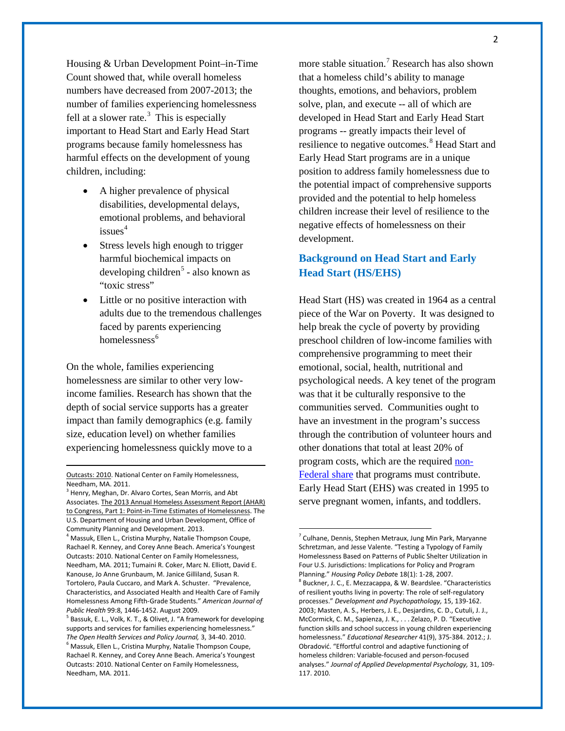Housing & Urban Development Point–in-Time Count showed that, while overall homeless numbers have decreased from 2007-2013; the number of families experiencing homelessness fell at a slower rate.[3] This is especially important to Head Start and Early Head Start programs because family homelessness has harmful effects on the development of young children, including:

- A higher prevalence of physical disabilities, developmental delays, emotional problems, and behavioral issues[4]
- Stress levels high enough to trigger harmful biochemical impacts on developing children[5] - also known as "toxic stress"
- Little or no positive interaction with adults due to the tremendous challenges faced by parents experiencing homelessness[6]

On the whole, families experiencing homelessness are similar to other very low-income families. Research has shown that the depth of social service supports has a greater impact than family demographics (e.g. family size, education level) on whether families experiencing homelessness quickly move to a more stable situation.[7] Research has also shown that a homeless child's ability to manage thoughts, emotions, and behaviors, problem solve, plan, and execute -- all of which are developed in Head Start and Early Head Start programs -- greatly impacts their level of resilience to negative outcomes.[8] Head Start and Early Head Start programs are in a unique position to address family homelessness due to the potential impact of comprehensive supports provided and the potential to help homeless children increase their level of resilience to the negative effects of homelessness on their development.

## Background on Head Start and Early Head Start (HS/EHS)

Head Start (HS) was created in 1964 as a central piece of the War on Poverty. It was designed to help break the cycle of poverty by providing preschool children of low-income families with comprehensive programming to meet their emotional, social, health, nutritional and psychological needs. A key tenet of the program was that it be culturally responsive to the communities served. Communities ought to have an investment in the program's success through the contribution of volunteer hours and other donations that total at least 20% of program costs, which are the required non-Federal share that programs must contribute. Early Head Start (EHS) was created in 1995 to serve pregnant women, infants, and toddlers.

---

Outcasts: 2010. National Center on Family Homelessness, Needham, MA. 2011.

[3] Henry, Meghan, Dr. Alvaro Cortes, Sean Morris, and Abt Associates. The 2013 Annual Homeless Assessment Report (AHAR) to Congress, Part 1: Point-in-Time Estimates of Homelessness. The U.S. Department of Housing and Urban Development, Office of Community Planning and Development. 2013.

[4] Massuk, Ellen L., Cristina Murphy, Natalie Thompson Coupe, Rachael R. Kenney, and Corey Anne Beach. America's Youngest Outcasts: 2010. National Center on Family Homelessness, Needham, MA. 2011; Tumaini R. Coker, Marc N. Elliott, David E. Kanouse, Jo Anne Grunbaum, M. Janice Gilliland, Susan R. Tortolero, Paula Cuccaro, and Mark A. Schuster. "Prevalence, Characteristics, and Associated Health and Health Care of Family Homelessness Among Fifth-Grade Students." *American Journal of Public Health* 99:8, 1446-1452. August 2009.

[5] Bassuk, E. L., Volk, K. T., & Olivet, J. "A framework for developing supports and services for families experiencing homelessness." *The Open Health Services and Policy Journal,* 3, 34-40. 2010.

[6] Massuk, Ellen L., Cristina Murphy, Natalie Thompson Coupe, Rachael R. Kenney, and Corey Anne Beach. America's Youngest Outcasts: 2010. National Center on Family Homelessness, Needham, MA. 2011.

[7] Culhane, Dennis, Stephen Metraux, Jung Min Park, Maryanne Schretzman, and Jesse Valente. "Testing a Typology of Family Homelessness Based on Patterns of Public Shelter Utilization in Four U.S. Jurisdictions: Implications for Policy and Program Planning." *Housing Policy Debate* 18(1): 1-28, 2007.

[8] Buckner, J. C., E. Mezzacappa, & W. Beardslee. "Characteristics of resilient youths living in poverty: The role of self-regulatory processes." *Development and Psychopathology,* 15, 139-162. 2003; Masten, A. S., Herbers, J. E., Desjardins, C. D., Cutuli, J. J., McCormick, C. M., Sapienza, J. K., . . . Zelazo, P. D. "Executive function skills and school success in young children experiencing homelessness." *Educational Researcher* 41(9), 375-384. 2012.; J. Obradović. "Effortful control and adaptive functioning of homeless children: Variable-focused and person-focused analyses." *Journal of Applied Developmental Psychology,* 31, 109-117. 2010.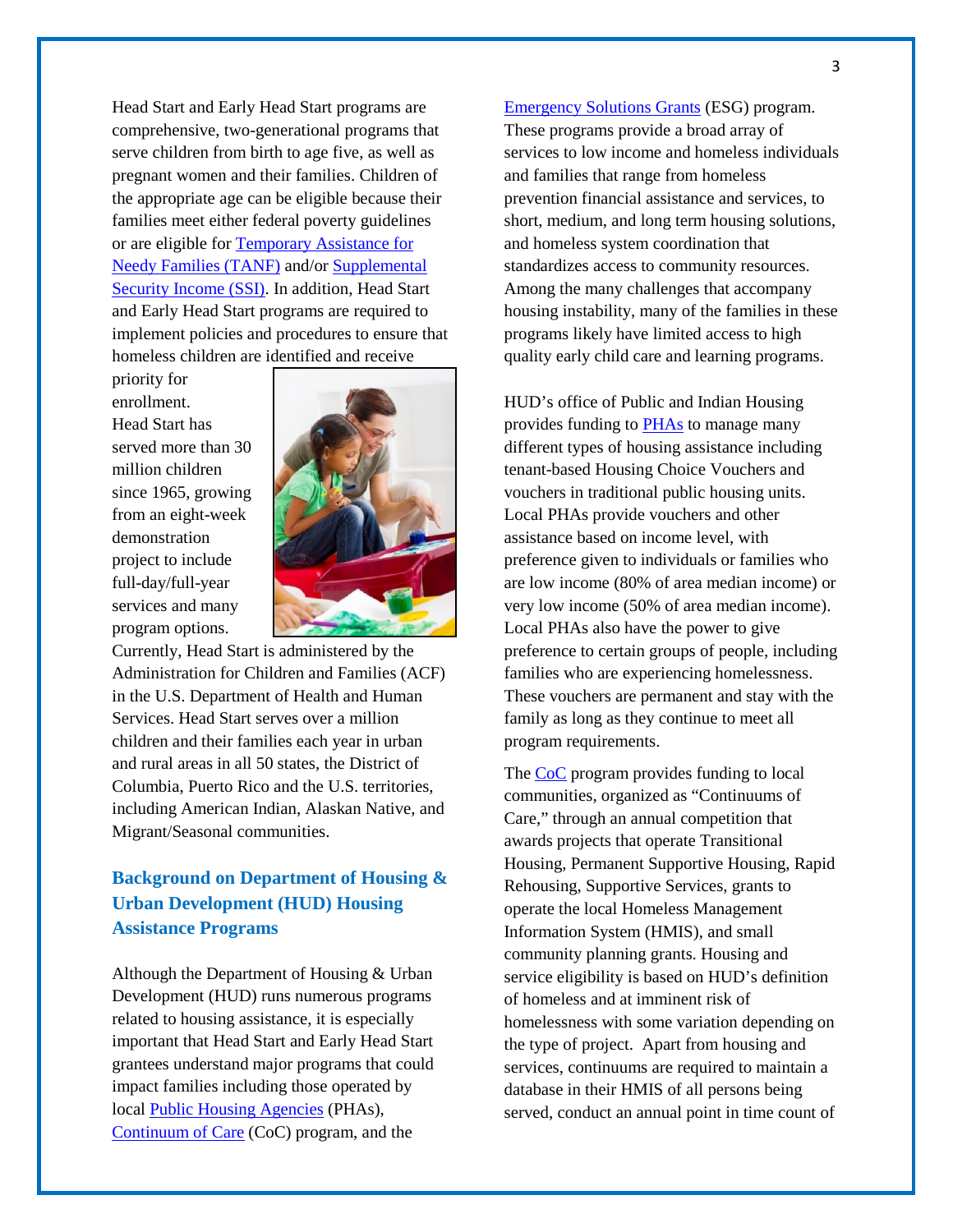Head Start and Early Head Start programs are comprehensive, two-generational programs that serve children from birth to age five, as well as pregnant women and their families. Children of the appropriate age can be eligible because their families meet either federal poverty guidelines or are eligible for Temporary Assistance for Needy Families (TANF) and/or Supplemental Security Income (SSI). In addition, Head Start and Early Head Start programs are required to implement policies and procedures to ensure that homeless children are identified and receive priority for enrollment. Head Start has served more than 30 million children since 1965, growing from an eight-week demonstration project to include full-day/full-year services and many program options. Currently, Head Start is administered by the Administration for Children and Families (ACF) in the U.S. Department of Health and Human Services. Head Start serves over a million children and their families each year in urban and rural areas in all 50 states, the District of Columbia, Puerto Rico and the U.S. territories, including American Indian, Alaskan Native, and Migrant/Seasonal communities.

## Background on Department of Housing & Urban Development (HUD) Housing Assistance Programs

Although the Department of Housing & Urban Development (HUD) runs numerous programs related to housing assistance, it is especially important that Head Start and Early Head Start grantees understand major programs that could impact families including those operated by local Public Housing Agencies (PHAs), Continuum of Care (CoC) program, and the Emergency Solutions Grants (ESG) program. These programs provide a broad array of services to low income and homeless individuals and families that range from homeless prevention financial assistance and services, to short, medium, and long term housing solutions, and homeless system coordination that standardizes access to community resources. Among the many challenges that accompany housing instability, many of the families in these programs likely have limited access to high quality early child care and learning programs.

HUD's office of Public and Indian Housing provides funding to PHAs to manage many different types of housing assistance including tenant-based Housing Choice Vouchers and vouchers in traditional public housing units. Local PHAs provide vouchers and other assistance based on income level, with preference given to individuals or families who are low income (80% of area median income) or very low income (50% of area median income). Local PHAs also have the power to give preference to certain groups of people, including families who are experiencing homelessness. These vouchers are permanent and stay with the family as long as they continue to meet all program requirements.

The CoC program provides funding to local communities, organized as "Continuums of Care," through an annual competition that awards projects that operate Transitional Housing, Permanent Supportive Housing, Rapid Rehousing, Supportive Services, grants to operate the local Homeless Management Information System (HMIS), and small community planning grants. Housing and service eligibility is based on HUD's definition of homeless and at imminent risk of homelessness with some variation depending on the type of project. Apart from housing and services, continuums are required to maintain a database in their HMIS of all persons being served, conduct an annual point in time count of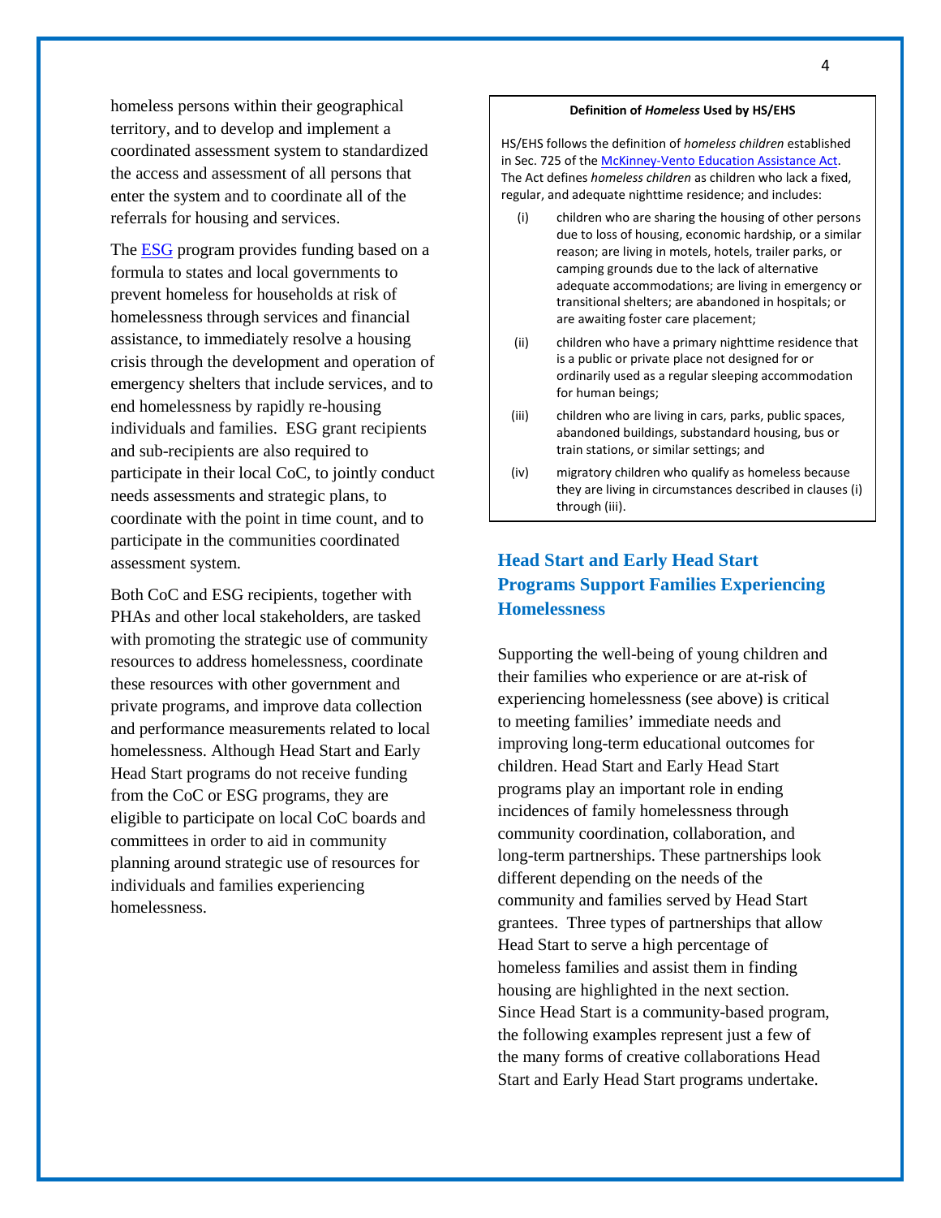homeless persons within their geographical territory, and to develop and implement a coordinated assessment system to standardized the access and assessment of all persons that enter the system and to coordinate all of the referrals for housing and services.

The [ESG](https://www.hudexchange.info/programs/esg/) program provides funding based on a formula to states and local governments to prevent homeless for households at risk of homelessness through services and financial assistance, to immediately resolve a housing crisis through the development and operation of emergency shelters that include services, and to end homelessness by rapidly re-housing individuals and families. ESG grant recipients and sub-recipients are also required to participate in their local CoC, to jointly conduct needs assessments and strategic plans, to coordinate with the point in time count, and to participate in the communities coordinated assessment system.

Both CoC and ESG recipients, together with PHAs and other local stakeholders, are tasked with promoting the strategic use of community resources to address homelessness, coordinate these resources with other government and private programs, and improve data collection and performance measurements related to local homelessness. Although Head Start and Early Head Start programs do not receive funding from the CoC or ESG programs, they are eligible to participate on local CoC boards and committees in order to aid in community planning around strategic use of resources for individuals and families experiencing homelessness.

> **Definition of *Homeless* Used by HS/EHS**
>
> HS/EHS follows the definition of *homeless children* established in Sec. 725 of the McKinney-Vento Education Assistance Act. The Act defines *homeless children* as children who lack a fixed, regular, and adequate nighttime residence; and includes:
>
> (i) children who are sharing the housing of other persons due to loss of housing, economic hardship, or a similar reason; are living in motels, hotels, trailer parks, or camping grounds due to the lack of alternative adequate accommodations; are living in emergency or transitional shelters; are abandoned in hospitals; or are awaiting foster care placement;
>
> (ii) children who have a primary nighttime residence that is a public or private place not designed for or ordinarily used as a regular sleeping accommodation for human beings;
>
> (iii) children who are living in cars, parks, public spaces, abandoned buildings, substandard housing, bus or train stations, or similar settings; and
>
> (iv) migratory children who qualify as homeless because they are living in circumstances described in clauses (i) through (iii).

## Head Start and Early Head Start Programs Support Families Experiencing Homelessness

Supporting the well-being of young children and their families who experience or are at-risk of experiencing homelessness (see above) is critical to meeting families' immediate needs and improving long-term educational outcomes for children. Head Start and Early Head Start programs play an important role in ending incidences of family homelessness through community coordination, collaboration, and long-term partnerships. These partnerships look different depending on the needs of the community and families served by Head Start grantees. Three types of partnerships that allow Head Start to serve a high percentage of homeless families and assist them in finding housing are highlighted in the next section. Since Head Start is a community-based program, the following examples represent just a few of the many forms of creative collaborations Head Start and Early Head Start programs undertake.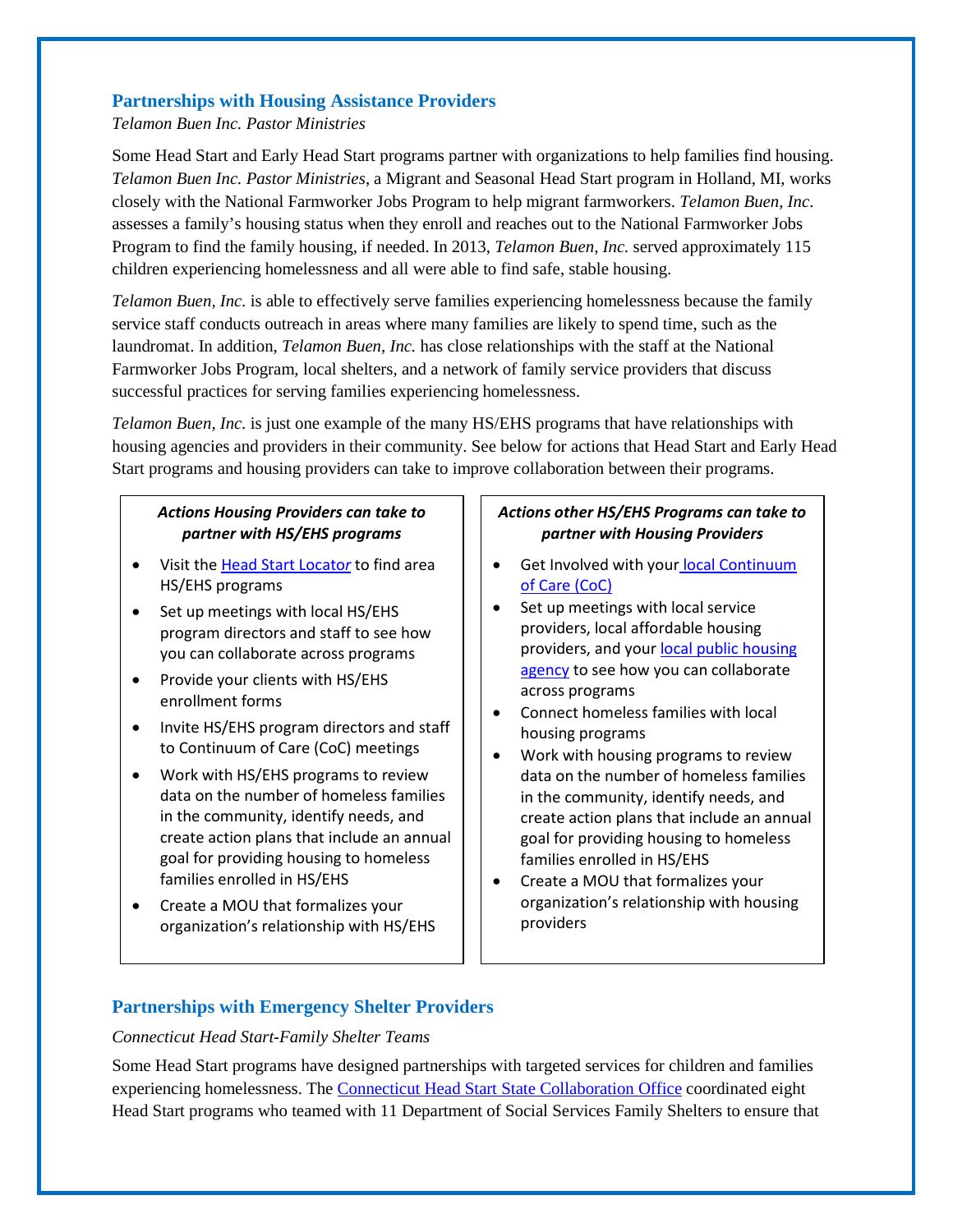## Partnerships with Housing Assistance Providers

*Telamon Buen Inc. Pastor Ministries*

Some Head Start and Early Head Start programs partner with organizations to help families find housing. *Telamon Buen Inc. Pastor Ministries*, a Migrant and Seasonal Head Start program in Holland, MI, works closely with the National Farmworker Jobs Program to help migrant farmworkers. *Telamon Buen, Inc*. assesses a family's housing status when they enroll and reaches out to the National Farmworker Jobs Program to find the family housing, if needed. In 2013, *Telamon Buen, Inc.* served approximately 115 children experiencing homelessness and all were able to find safe, stable housing.

*Telamon Buen, Inc.* is able to effectively serve families experiencing homelessness because the family service staff conducts outreach in areas where many families are likely to spend time, such as the laundromat. In addition, *Telamon Buen, Inc.* has close relationships with the staff at the National Farmworker Jobs Program, local shelters, and a network of family service providers that discuss successful practices for serving families experiencing homelessness.

*Telamon Buen, Inc.* is just one example of the many HS/EHS programs that have relationships with housing agencies and providers in their community. See below for actions that Head Start and Early Head Start programs and housing providers can take to improve collaboration between their programs.

***Actions Housing Providers can take to partner with HS/EHS programs***

- Visit the Head Start Locator to find area HS/EHS programs
- Set up meetings with local HS/EHS program directors and staff to see how you can collaborate across programs
- Provide your clients with HS/EHS enrollment forms
- Invite HS/EHS program directors and staff to Continuum of Care (CoC) meetings
- Work with HS/EHS programs to review data on the number of homeless families in the community, identify needs, and create action plans that include an annual goal for providing housing to homeless families enrolled in HS/EHS
- Create a MOU that formalizes your organization's relationship with HS/EHS

***Actions other HS/EHS Programs can take to partner with Housing Providers***

- Get Involved with your local Continuum of Care (CoC)
- Set up meetings with local service providers, local affordable housing providers, and your local public housing agency to see how you can collaborate across programs
- Connect homeless families with local housing programs
- Work with housing programs to review data on the number of homeless families in the community, identify needs, and create action plans that include an annual goal for providing housing to homeless families enrolled in HS/EHS
- Create a MOU that formalizes your organization's relationship with housing providers

## Partnerships with Emergency Shelter Providers

*Connecticut Head Start-Family Shelter Teams*

Some Head Start programs have designed partnerships with targeted services for children and families experiencing homelessness. The Connecticut Head Start State Collaboration Office coordinated eight Head Start programs who teamed with 11 Department of Social Services Family Shelters to ensure that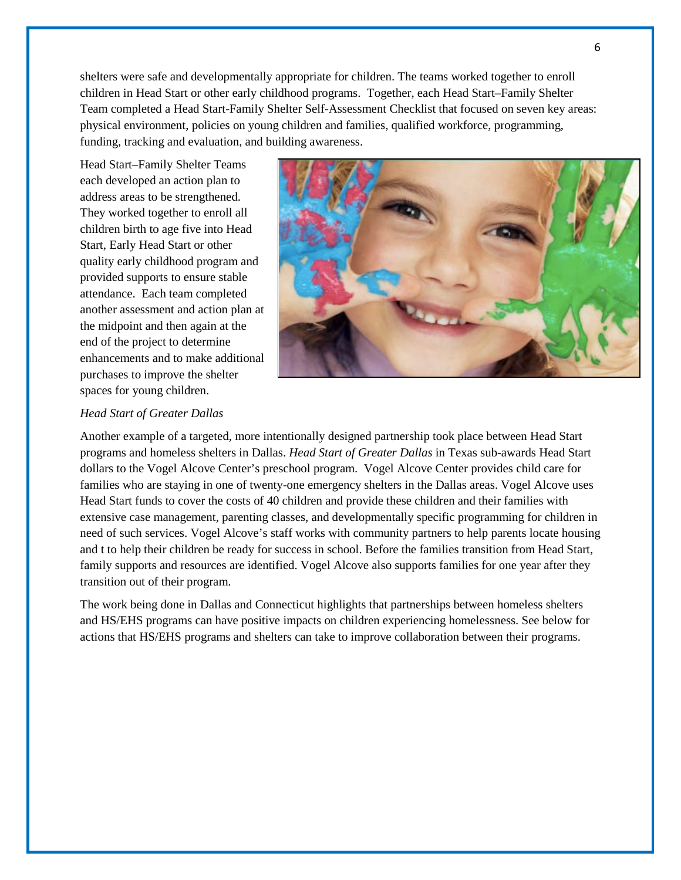shelters were safe and developmentally appropriate for children. The teams worked together to enroll children in Head Start or other early childhood programs. Together, each Head Start–Family Shelter Team completed a Head Start-Family Shelter Self-Assessment Checklist that focused on seven key areas: physical environment, policies on young children and families, qualified workforce, programming, funding, tracking and evaluation, and building awareness.

Head Start–Family Shelter Teams each developed an action plan to address areas to be strengthened. They worked together to enroll all children birth to age five into Head Start, Early Head Start or other quality early childhood program and provided supports to ensure stable attendance. Each team completed another assessment and action plan at the midpoint and then again at the end of the project to determine enhancements and to make additional purchases to improve the shelter spaces for young children.

*Head Start of Greater Dallas*

Another example of a targeted, more intentionally designed partnership took place between Head Start programs and homeless shelters in Dallas. *Head Start of Greater Dallas* in Texas sub-awards Head Start dollars to the Vogel Alcove Center's preschool program. Vogel Alcove Center provides child care for families who are staying in one of twenty-one emergency shelters in the Dallas areas. Vogel Alcove uses Head Start funds to cover the costs of 40 children and provide these children and their families with extensive case management, parenting classes, and developmentally specific programming for children in need of such services. Vogel Alcove's staff works with community partners to help parents locate housing and t to help their children be ready for success in school. Before the families transition from Head Start, family supports and resources are identified. Vogel Alcove also supports families for one year after they transition out of their program.

The work being done in Dallas and Connecticut highlights that partnerships between homeless shelters and HS/EHS programs can have positive impacts on children experiencing homelessness. See below for actions that HS/EHS programs and shelters can take to improve collaboration between their programs.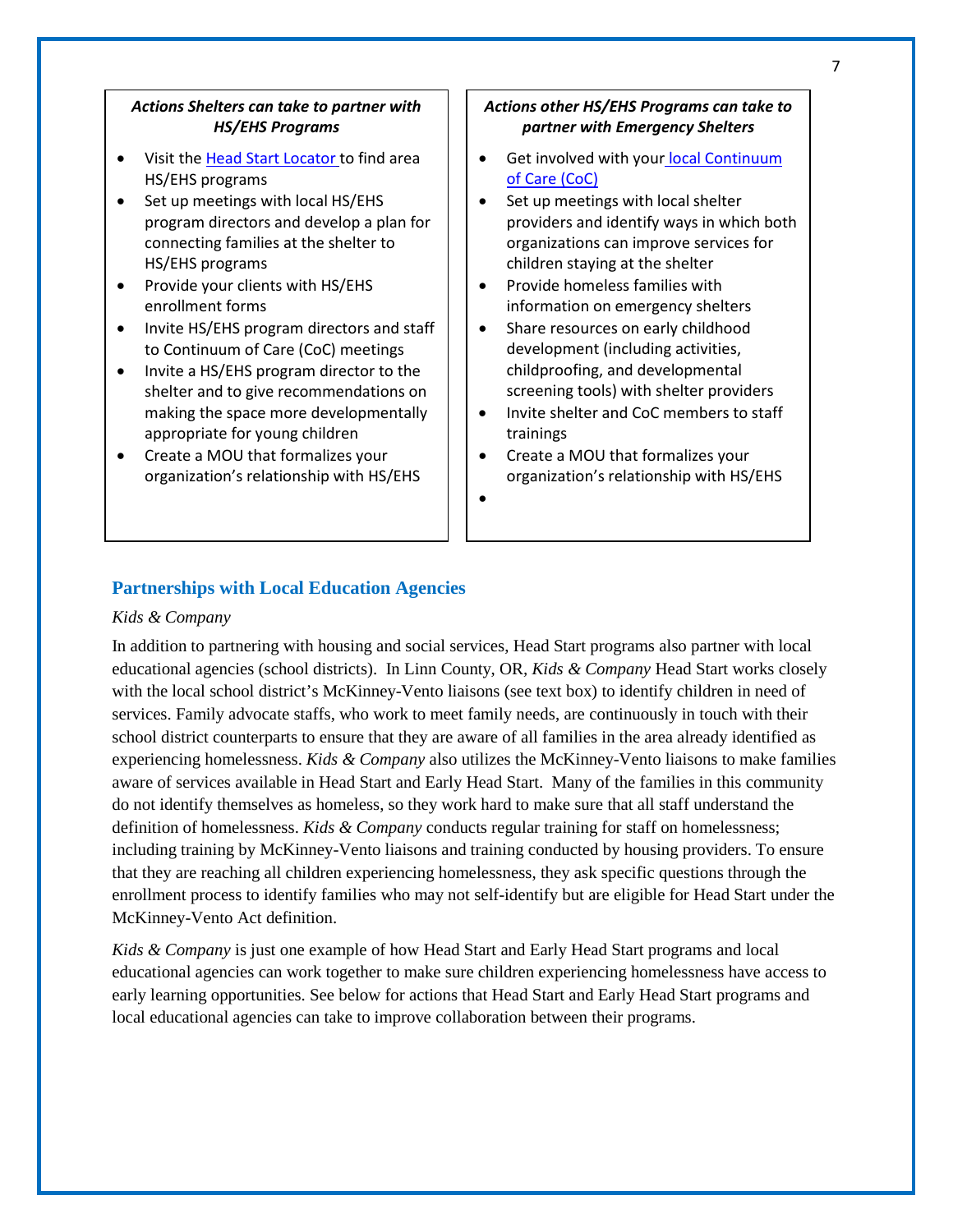***Actions Shelters can take to partner with HS/EHS Programs***

- Visit the Head Start Locator to find area HS/EHS programs
- Set up meetings with local HS/EHS program directors and develop a plan for connecting families at the shelter to HS/EHS programs
- Provide your clients with HS/EHS enrollment forms
- Invite HS/EHS program directors and staff to Continuum of Care (CoC) meetings
- Invite a HS/EHS program director to the shelter and to give recommendations on making the space more developmentally appropriate for young children
- Create a MOU that formalizes your organization's relationship with HS/EHS

***Actions other HS/EHS Programs can take to partner with Emergency Shelters***

- Get involved with your local Continuum of Care (CoC)
- Set up meetings with local shelter providers and identify ways in which both organizations can improve services for children staying at the shelter
- Provide homeless families with information on emergency shelters
- Share resources on early childhood development (including activities, childproofing, and developmental screening tools) with shelter providers
- Invite shelter and CoC members to staff trainings
- Create a MOU that formalizes your organization's relationship with HS/EHS

## Partnerships with Local Education Agencies

*Kids & Company*

In addition to partnering with housing and social services, Head Start programs also partner with local educational agencies (school districts). In Linn County, OR, *Kids & Company* Head Start works closely with the local school district's McKinney-Vento liaisons (see text box) to identify children in need of services. Family advocate staffs, who work to meet family needs, are continuously in touch with their school district counterparts to ensure that they are aware of all families in the area already identified as experiencing homelessness. *Kids & Company* also utilizes the McKinney-Vento liaisons to make families aware of services available in Head Start and Early Head Start. Many of the families in this community do not identify themselves as homeless, so they work hard to make sure that all staff understand the definition of homelessness. *Kids & Company* conducts regular training for staff on homelessness; including training by McKinney-Vento liaisons and training conducted by housing providers. To ensure that they are reaching all children experiencing homelessness, they ask specific questions through the enrollment process to identify families who may not self-identify but are eligible for Head Start under the McKinney-Vento Act definition.

*Kids & Company* is just one example of how Head Start and Early Head Start programs and local educational agencies can work together to make sure children experiencing homelessness have access to early learning opportunities. See below for actions that Head Start and Early Head Start programs and local educational agencies can take to improve collaboration between their programs.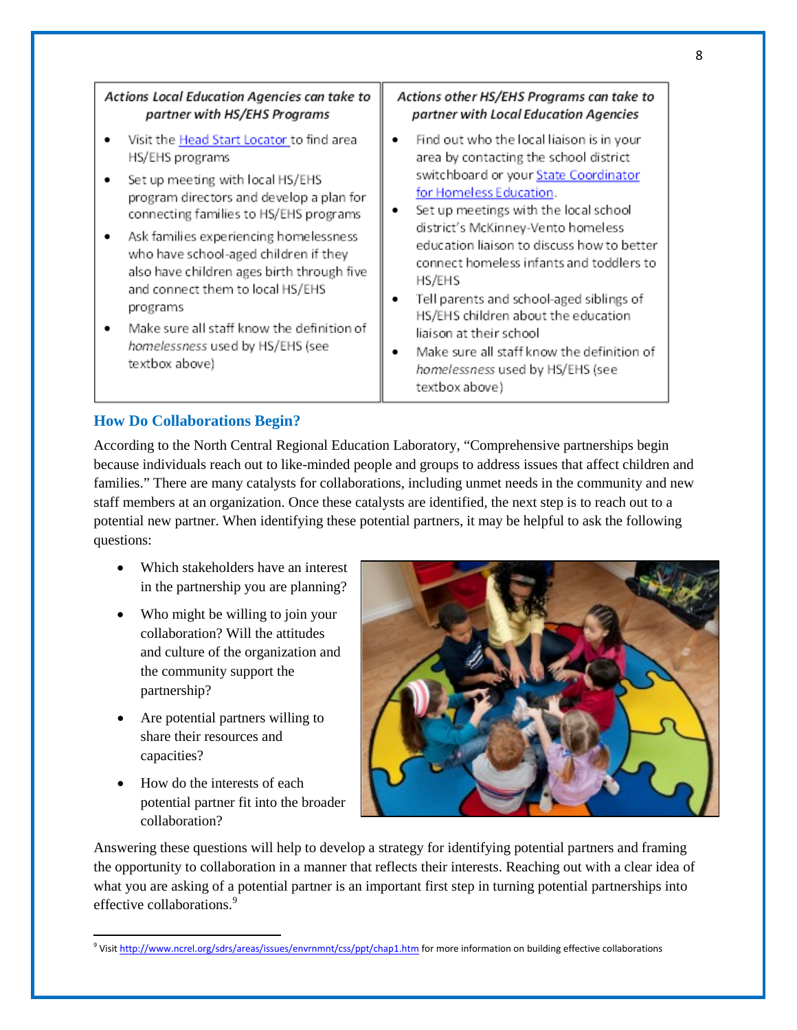| *Actions Local Education Agencies can take to partner with HS/EHS Programs* | *Actions other HS/EHS Programs can take to partner with Local Education Agencies* |
|---|---|
| • Visit the [Head Start Locator](#) to find area HS/EHS programs<br>• Set up meeting with local HS/EHS program directors and develop a plan for connecting families to HS/EHS programs<br>• Ask families experiencing homelessness who have school-aged children if they also have children ages birth through five and connect them to local HS/EHS programs<br>• Make sure all staff know the definition of *homelessness* used by HS/EHS (see textbox above) | • Find out who the local liaison is in your area by contacting the school district switchboard or your [State Coordinator for Homeless Education](#).<br>• Set up meetings with the local school district's McKinney-Vento homeless education liaison to discuss how to better connect homeless infants and toddlers to HS/EHS<br>• Tell parents and school-aged siblings of HS/EHS children about the education liaison at their school<br>• Make sure all staff know the definition of *homelessness* used by HS/EHS (see textbox above) |

## How Do Collaborations Begin?

According to the North Central Regional Education Laboratory, "Comprehensive partnerships begin because individuals reach out to like-minded people and groups to address issues that affect children and families." There are many catalysts for collaborations, including unmet needs in the community and new staff members at an organization. Once these catalysts are identified, the next step is to reach out to a potential new partner. When identifying these potential partners, it may be helpful to ask the following questions:

- Which stakeholders have an interest in the partnership you are planning?
- Who might be willing to join your collaboration? Will the attitudes and culture of the organization and the community support the partnership?
- Are potential partners willing to share their resources and capacities?
- How do the interests of each potential partner fit into the broader collaboration?

Answering these questions will help to develop a strategy for identifying potential partners and framing the opportunity to collaboration in a manner that reflects their interests. Reaching out with a clear idea of what you are asking of a potential partner is an important first step in turning potential partnerships into effective collaborations.[9]

---

[9] Visit http://www.ncrel.org/sdrs/areas/issues/envrnmnt/css/ppt/chap1.htm for more information on building effective collaborations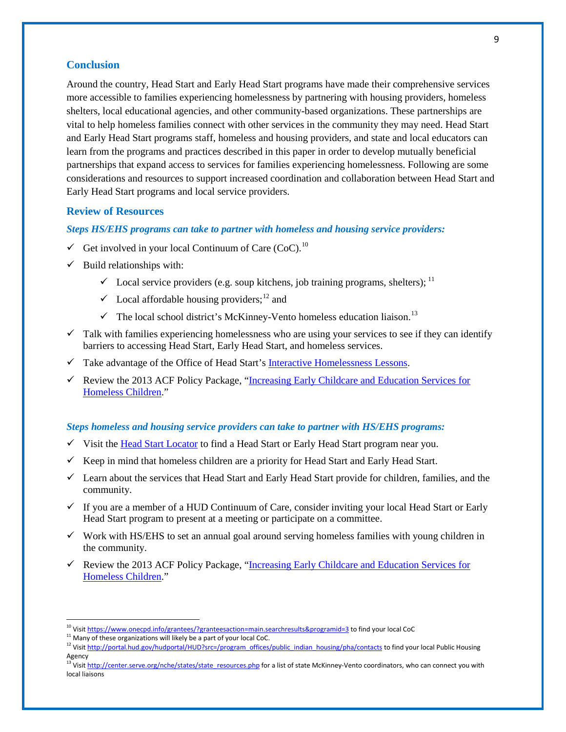## Conclusion

Around the country, Head Start and Early Head Start programs have made their comprehensive services more accessible to families experiencing homelessness by partnering with housing providers, homeless shelters, local educational agencies, and other community-based organizations. These partnerships are vital to help homeless families connect with other services in the community they may need. Head Start and Early Head Start programs staff, homeless and housing providers, and state and local educators can learn from the programs and practices described in this paper in order to develop mutually beneficial partnerships that expand access to services for families experiencing homelessness. Following are some considerations and resources to support increased coordination and collaboration between Head Start and Early Head Start programs and local service providers.

## Review of Resources

***Steps HS/EHS programs can take to partner with homeless and housing service providers:***

- ✓ Get involved in your local Continuum of Care (CoC).[10]
- ✓ Build relationships with:
  - ✓ Local service providers (e.g. soup kitchens, job training programs, shelters); [11]
  - ✓ Local affordable housing providers;[12] and
  - ✓ The local school district's McKinney-Vento homeless education liaison.[13]
- ✓ Talk with families experiencing homelessness who are using your services to see if they can identify barriers to accessing Head Start, Early Head Start, and homeless services.
- ✓ Take advantage of the Office of Head Start's Interactive Homelessness Lessons.
- ✓ Review the 2013 ACF Policy Package, "Increasing Early Childcare and Education Services for Homeless Children."

***Steps homeless and housing service providers can take to partner with HS/EHS programs:***

- ✓ Visit the Head Start Locator to find a Head Start or Early Head Start program near you.
- ✓ Keep in mind that homeless children are a priority for Head Start and Early Head Start.
- ✓ Learn about the services that Head Start and Early Head Start provide for children, families, and the community.
- ✓ If you are a member of a HUD Continuum of Care, consider inviting your local Head Start or Early Head Start program to present at a meeting or participate on a committee.
- ✓ Work with HS/EHS to set an annual goal around serving homeless families with young children in the community.
- ✓ Review the 2013 ACF Policy Package, "Increasing Early Childcare and Education Services for Homeless Children."

---

[10] Visit https://www.onecpd.info/grantees/?granteesaction=main.searchresults&programid=3 to find your local CoC

[11] Many of these organizations will likely be a part of your local CoC.

[12] Visit http://portal.hud.gov/hudportal/HUD?src=/program_offices/public_indian_housing/pha/contacts to find your local Public Housing Agency

[13] Visit http://center.serve.org/nche/states/state_resources.php for a list of state McKinney-Vento coordinators, who can connect you with local liaisons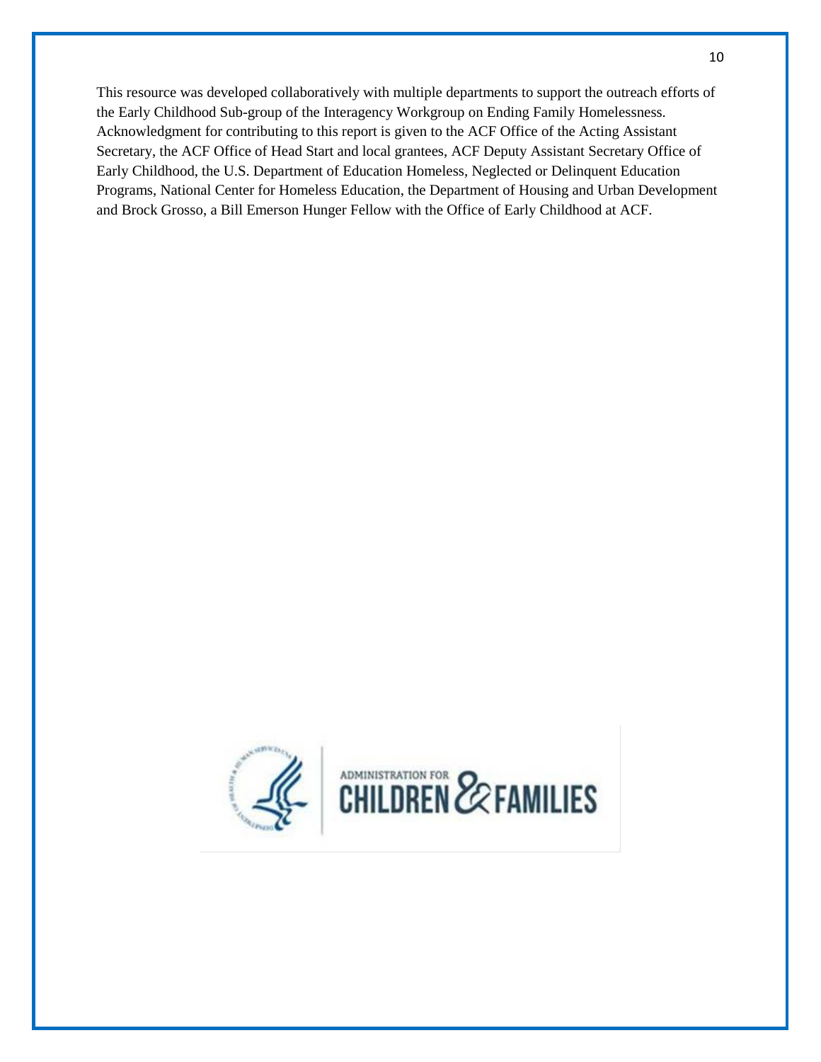This resource was developed collaboratively with multiple departments to support the outreach efforts of the Early Childhood Sub-group of the Interagency Workgroup on Ending Family Homelessness. Acknowledgment for contributing to this report is given to the ACF Office of the Acting Assistant Secretary, the ACF Office of Head Start and local grantees, ACF Deputy Assistant Secretary Office of Early Childhood, the U.S. Department of Education Homeless, Neglected or Delinquent Education Programs, National Center for Homeless Education, the Department of Housing and Urban Development and Brock Grosso, a Bill Emerson Hunger Fellow with the Office of Early Childhood at ACF.

ADMINISTRATION FOR CHILDREN & FAMILIES